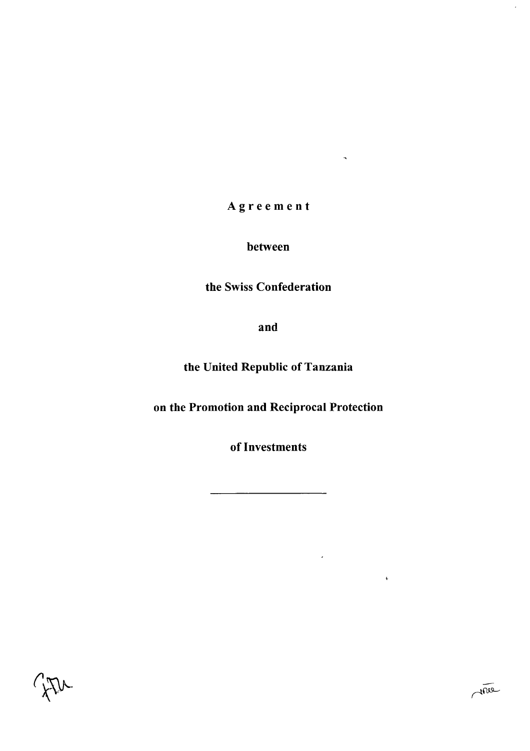# Agreement

**between**

**the Swiss Confederation**

**and**

**the United Republic of Tanzania**

**on the Promotion and Reciprocal Protection**

**of Investments**

---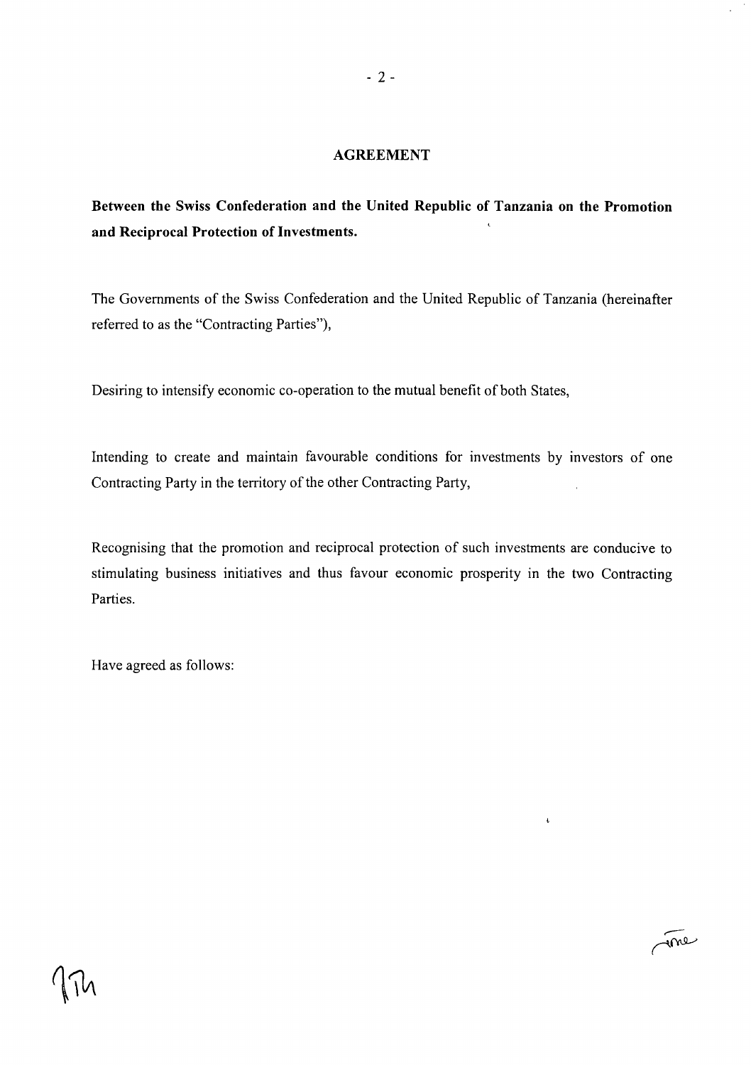# AGREEMENT

**Between the Swiss Confederation and the United Republic of Tanzania on the Promotion and Reciprocal Protection of Investments.**

The Governments of the Swiss Confederation and the United Republic of Tanzania (hereinafter referred to as the "Contracting Parties"),

Desiring to intensify economic co-operation to the mutual benefit of both States,

Intending to create and maintain favourable conditions for investments by investors of one Contracting Party in the territory of the other Contracting Party,

Recognising that the promotion and reciprocal protection of such investments are conducive to stimulating business initiatives and thus favour economic prosperity in the two Contracting Parties.

Have agreed as follows: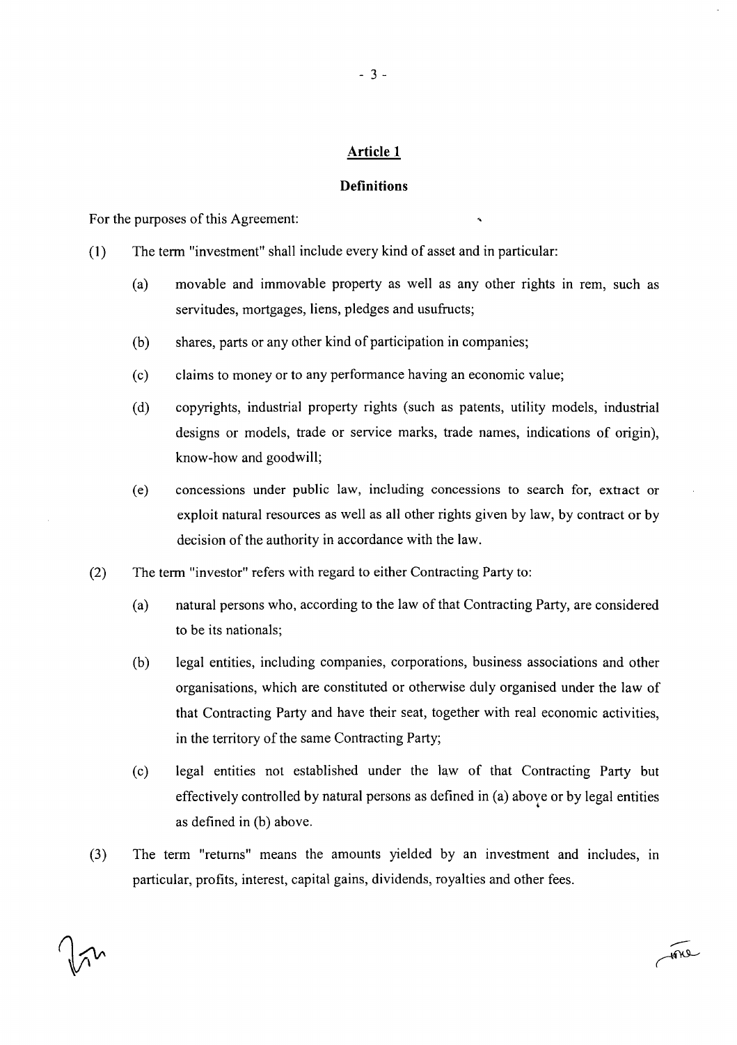## Article 1

### Definitions

For the purposes of this Agreement:

(1) The term "investment" shall include every kind of asset and in particular:

(a) movable and immovable property as well as any other rights in rem, such as servitudes, mortgages, liens, pledges and usufructs;

(b) shares, parts or any other kind of participation in companies;

(c) claims to money or to any performance having an economic value;

(d) copyrights, industrial property rights (such as patents, utility models, industrial designs or models, trade or service marks, trade names, indications of origin), know-how and goodwill;

(e) concessions under public law, including concessions to search for, extract or exploit natural resources as well as all other rights given by law, by contract or by decision of the authority in accordance with the law.

(2) The term "investor" refers with regard to either Contracting Party to:

(a) natural persons who, according to the law of that Contracting Party, are considered to be its nationals;

(b) legal entities, including companies, corporations, business associations and other organisations, which are constituted or otherwise duly organised under the law of that Contracting Party and have their seat, together with real economic activities, in the territory of the same Contracting Party;

(c) legal entities not established under the law of that Contracting Party but effectively controlled by natural persons as defined in (a) above or by legal entities as defined in (b) above.

(3) The term "returns" means the amounts yielded by an investment and includes, in particular, profits, interest, capital gains, dividends, royalties and other fees.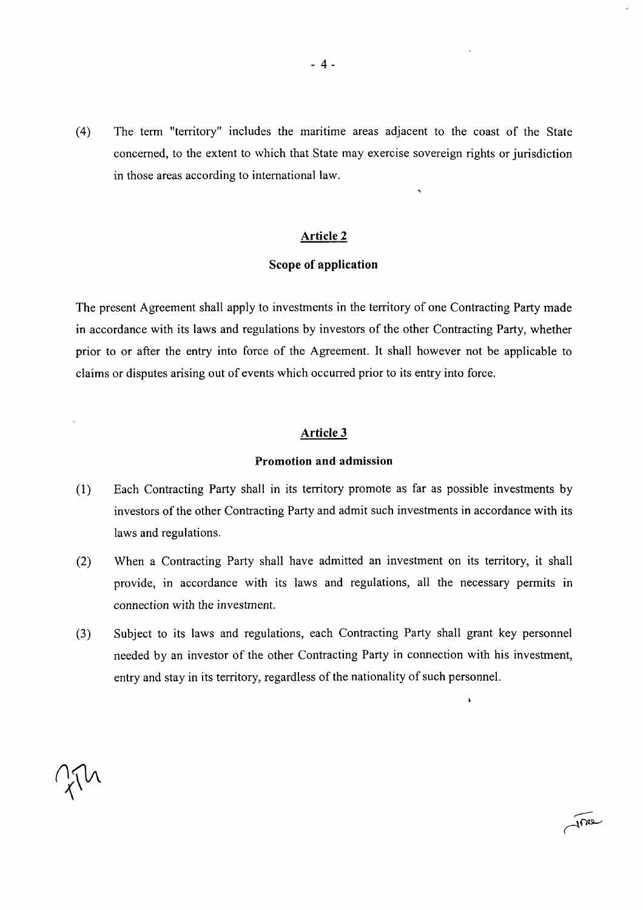(4) The term "territory" includes the maritime areas adjacent to the coast of the State concerned, to the extent to which that State may exercise sovereign rights or jurisdiction in those areas according to international law.

## Article 2

### Scope of application

The present Agreement shall apply to investments in the territory of one Contracting Party made in accordance with its laws and regulations by investors of the other Contracting Party, whether prior to or after the entry into force of the Agreement. It shall however not be applicable to claims or disputes arising out of events which occurred prior to its entry into force.

## Article 3

### Promotion and admission

(1) Each Contracting Party shall in its territory promote as far as possible investments by investors of the other Contracting Party and admit such investments in accordance with its laws and regulations.

(2) When a Contracting Party shall have admitted an investment on its territory, it shall provide, in accordance with its laws and regulations, all the necessary permits in connection with the investment.

(3) Subject to its laws and regulations, each Contracting Party shall grant key personnel needed by an investor of the other Contracting Party in connection with his investment, entry and stay in its territory, regardless of the nationality of such personnel.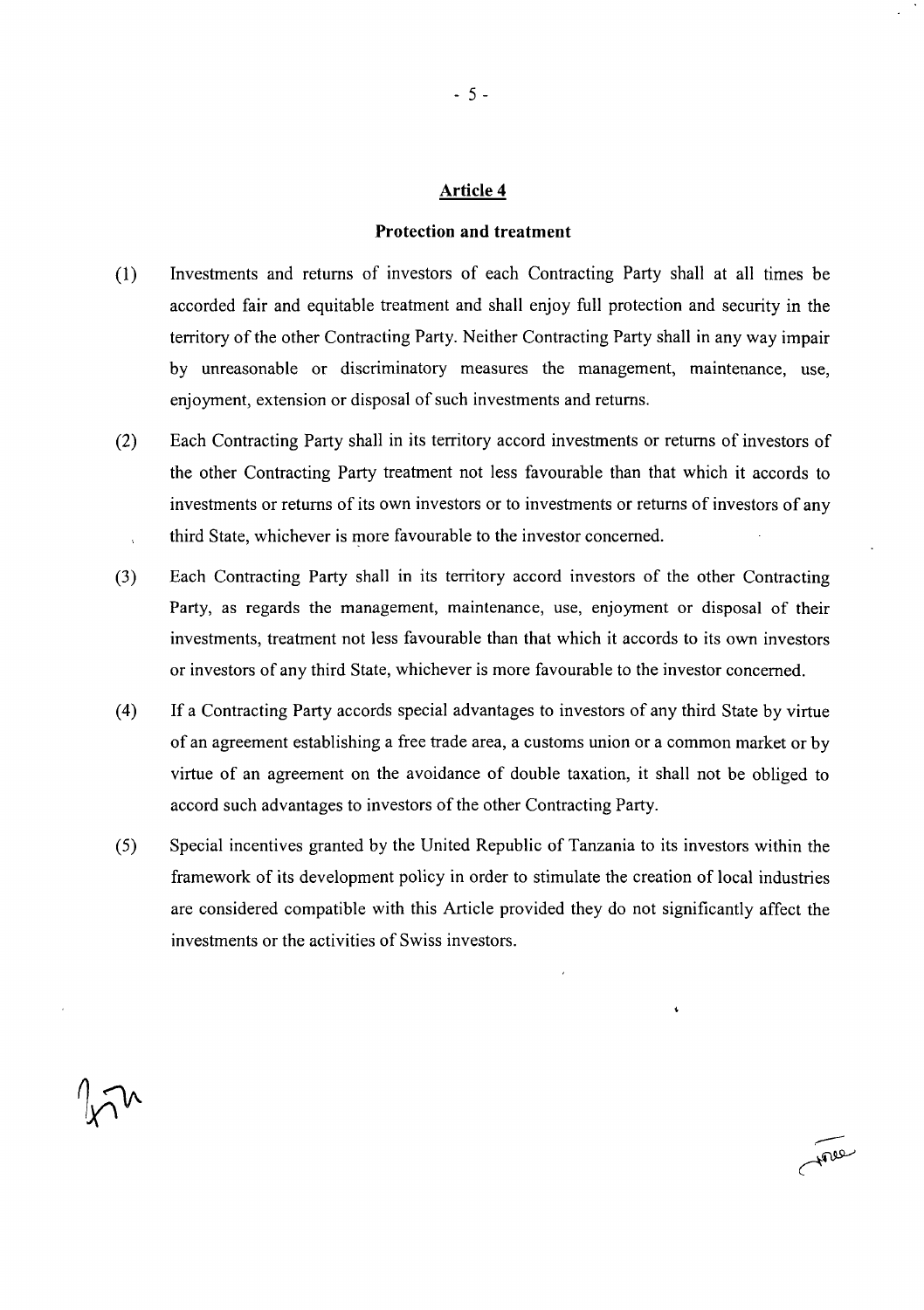## Article 4

### Protection and treatment

(1) Investments and returns of investors of each Contracting Party shall at all times be accorded fair and equitable treatment and shall enjoy full protection and security in the territory of the other Contracting Party. Neither Contracting Party shall in any way impair by unreasonable or discriminatory measures the management, maintenance, use, enjoyment, extension or disposal of such investments and returns.

(2) Each Contracting Party shall in its territory accord investments or returns of investors of the other Contracting Party treatment not less favourable than that which it accords to investments or returns of its own investors or to investments or returns of investors of any third State, whichever is more favourable to the investor concerned.

(3) Each Contracting Party shall in its territory accord investors of the other Contracting Party, as regards the management, maintenance, use, enjoyment or disposal of their investments, treatment not less favourable than that which it accords to its own investors or investors of any third State, whichever is more favourable to the investor concerned.

(4) If a Contracting Party accords special advantages to investors of any third State by virtue of an agreement establishing a free trade area, a customs union or a common market or by virtue of an agreement on the avoidance of double taxation, it shall not be obliged to accord such advantages to investors of the other Contracting Party.

(5) Special incentives granted by the United Republic of Tanzania to its investors within the framework of its development policy in order to stimulate the creation of local industries are considered compatible with this Article provided they do not significantly affect the investments or the activities of Swiss investors.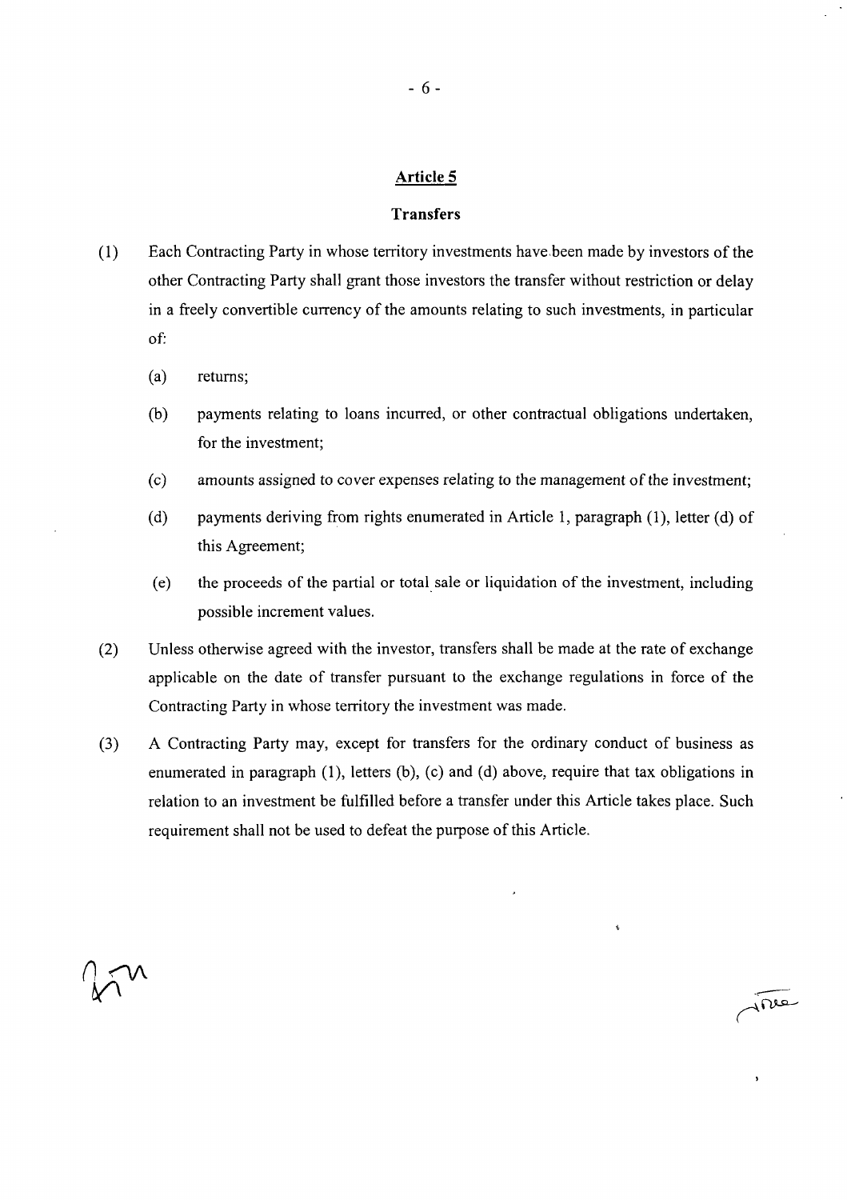## Article 5

### Transfers

(1) Each Contracting Party in whose territory investments have been made by investors of the other Contracting Party shall grant those investors the transfer without restriction or delay in a freely convertible currency of the amounts relating to such investments, in particular of:

(a) returns;

(b) payments relating to loans incurred, or other contractual obligations undertaken, for the investment;

(c) amounts assigned to cover expenses relating to the management of the investment;

(d) payments deriving from rights enumerated in Article 1, paragraph (1), letter (d) of this Agreement;

(e) the proceeds of the partial or total sale or liquidation of the investment, including possible increment values.

(2) Unless otherwise agreed with the investor, transfers shall be made at the rate of exchange applicable on the date of transfer pursuant to the exchange regulations in force of the Contracting Party in whose territory the investment was made.

(3) A Contracting Party may, except for transfers for the ordinary conduct of business as enumerated in paragraph (1), letters (b), (c) and (d) above, require that tax obligations in relation to an investment be fulfilled before a transfer under this Article takes place. Such requirement shall not be used to defeat the purpose of this Article.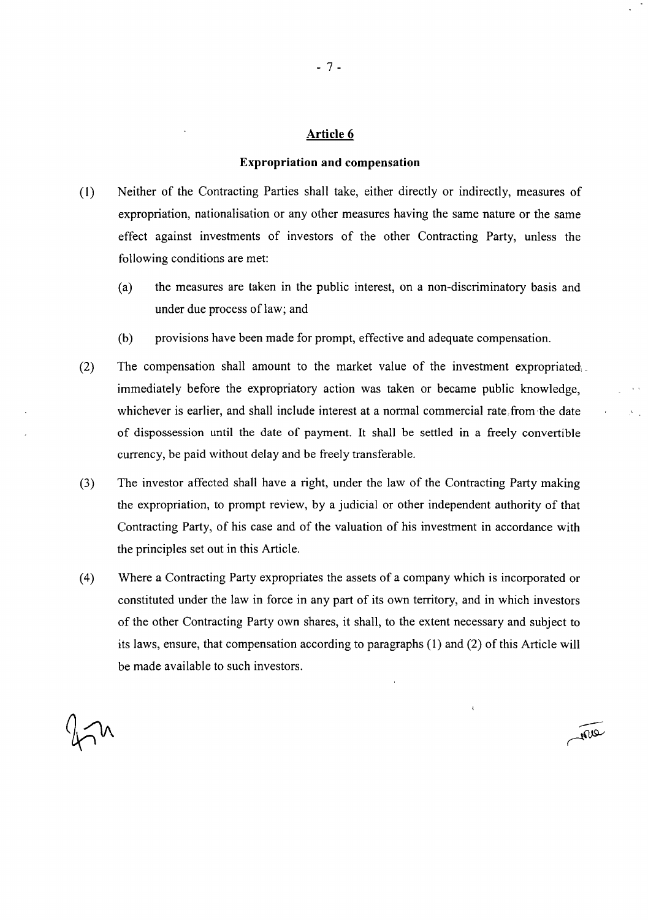## Article 6

### Expropriation and compensation

(1) Neither of the Contracting Parties shall take, either directly or indirectly, measures of expropriation, nationalisation or any other measures having the same nature or the same effect against investments of investors of the other Contracting Party, unless the following conditions are met:

(a) the measures are taken in the public interest, on a non-discriminatory basis and under due process of law; and

(b) provisions have been made for prompt, effective and adequate compensation.

(2) The compensation shall amount to the market value of the investment expropriated immediately before the expropriatory action was taken or became public knowledge, whichever is earlier, and shall include interest at a normal commercial rate from the date of dispossession until the date of payment. It shall be settled in a freely convertible currency, be paid without delay and be freely transferable.

(3) The investor affected shall have a right, under the law of the Contracting Party making the expropriation, to prompt review, by a judicial or other independent authority of that Contracting Party, of his case and of the valuation of his investment in accordance with the principles set out in this Article.

(4) Where a Contracting Party expropriates the assets of a company which is incorporated or constituted under the law in force in any part of its own territory, and in which investors of the other Contracting Party own shares, it shall, to the extent necessary and subject to its laws, ensure, that compensation according to paragraphs (1) and (2) of this Article will be made available to such investors.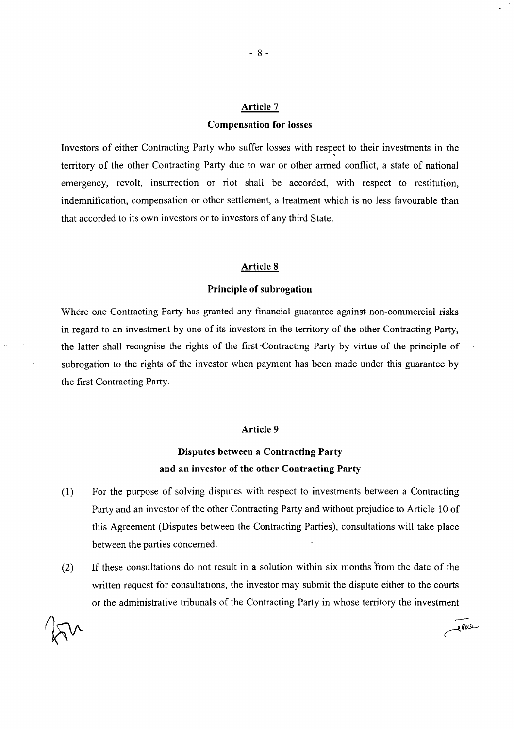## Article 7

### Compensation for losses

Investors of either Contracting Party who suffer losses with respect to their investments in the territory of the other Contracting Party due to war or other armed conflict, a state of national emergency, revolt, insurrection or riot shall be accorded, with respect to restitution, indemnification, compensation or other settlement, a treatment which is no less favourable than that accorded to its own investors or to investors of any third State.

## Article 8

### Principle of subrogation

Where one Contracting Party has granted any financial guarantee against non-commercial risks in regard to an investment by one of its investors in the territory of the other Contracting Party, the latter shall recognise the rights of the first Contracting Party by virtue of the principle of subrogation to the rights of the investor when payment has been made under this guarantee by the first Contracting Party.

## Article 9

### Disputes between a Contracting Party and an investor of the other Contracting Party

(1) For the purpose of solving disputes with respect to investments between a Contracting Party and an investor of the other Contracting Party and without prejudice to Article 10 of this Agreement (Disputes between the Contracting Parties), consultations will take place between the parties concerned.

(2) If these consultations do not result in a solution within six months from the date of the written request for consultations, the investor may submit the dispute either to the courts or the administrative tribunals of the Contracting Party in whose territory the investment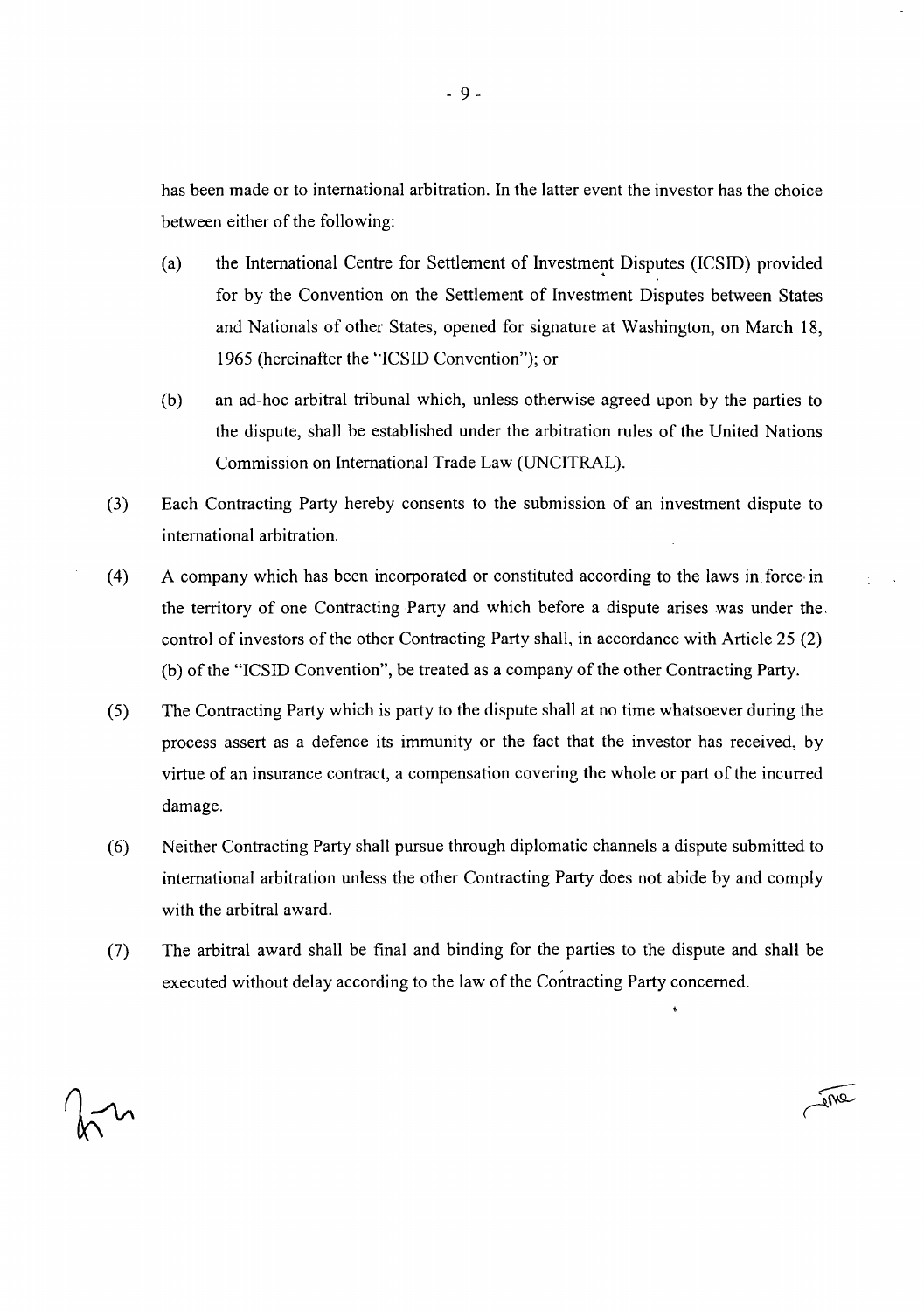has been made or to international arbitration. In the latter event the investor has the choice between either of the following:

(a) the International Centre for Settlement of Investment Disputes (ICSID) provided for by the Convention on the Settlement of Investment Disputes between States and Nationals of other States, opened for signature at Washington, on March 18, 1965 (hereinafter the "ICSID Convention"); or

(b) an ad-hoc arbitral tribunal which, unless otherwise agreed upon by the parties to the dispute, shall be established under the arbitration rules of the United Nations Commission on International Trade Law (UNCITRAL).

(3) Each Contracting Party hereby consents to the submission of an investment dispute to international arbitration.

(4) A company which has been incorporated or constituted according to the laws in force in the territory of one Contracting Party and which before a dispute arises was under the control of investors of the other Contracting Party shall, in accordance with Article 25 (2) (b) of the "ICSID Convention", be treated as a company of the other Contracting Party.

(5) The Contracting Party which is party to the dispute shall at no time whatsoever during the process assert as a defence its immunity or the fact that the investor has received, by virtue of an insurance contract, a compensation covering the whole or part of the incurred damage.

(6) Neither Contracting Party shall pursue through diplomatic channels a dispute submitted to international arbitration unless the other Contracting Party does not abide by and comply with the arbitral award.

(7) The arbitral award shall be final and binding for the parties to the dispute and shall be executed without delay according to the law of the Contracting Party concerned.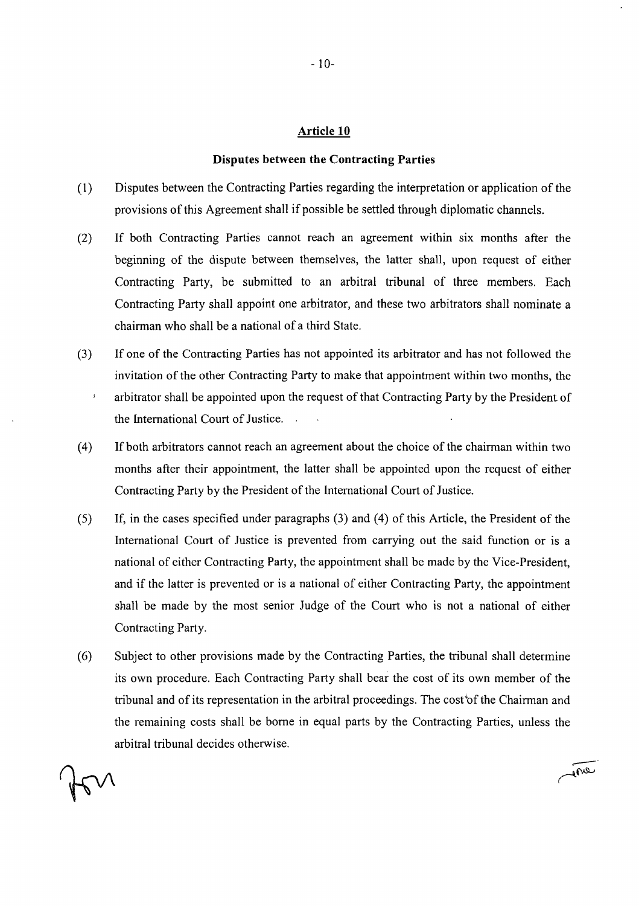## Article 10

### Disputes between the Contracting Parties

(1) Disputes between the Contracting Parties regarding the interpretation or application of the provisions of this Agreement shall if possible be settled through diplomatic channels.

(2) If both Contracting Parties cannot reach an agreement within six months after the beginning of the dispute between themselves, the latter shall, upon request of either Contracting Party, be submitted to an arbitral tribunal of three members. Each Contracting Party shall appoint one arbitrator, and these two arbitrators shall nominate a chairman who shall be a national of a third State.

(3) If one of the Contracting Parties has not appointed its arbitrator and has not followed the invitation of the other Contracting Party to make that appointment within two months, the arbitrator shall be appointed upon the request of that Contracting Party by the President of the International Court of Justice.

(4) If both arbitrators cannot reach an agreement about the choice of the chairman within two months after their appointment, the latter shall be appointed upon the request of either Contracting Party by the President of the International Court of Justice.

(5) If, in the cases specified under paragraphs (3) and (4) of this Article, the President of the International Court of Justice is prevented from carrying out the said function or is a national of either Contracting Party, the appointment shall be made by the Vice-President, and if the latter is prevented or is a national of either Contracting Party, the appointment shall be made by the most senior Judge of the Court who is not a national of either Contracting Party.

(6) Subject to other provisions made by the Contracting Parties, the tribunal shall determine its own procedure. Each Contracting Party shall bear the cost of its own member of the tribunal and of its representation in the arbitral proceedings. The cost of the Chairman and the remaining costs shall be borne in equal parts by the Contracting Parties, unless the arbitral tribunal decides otherwise.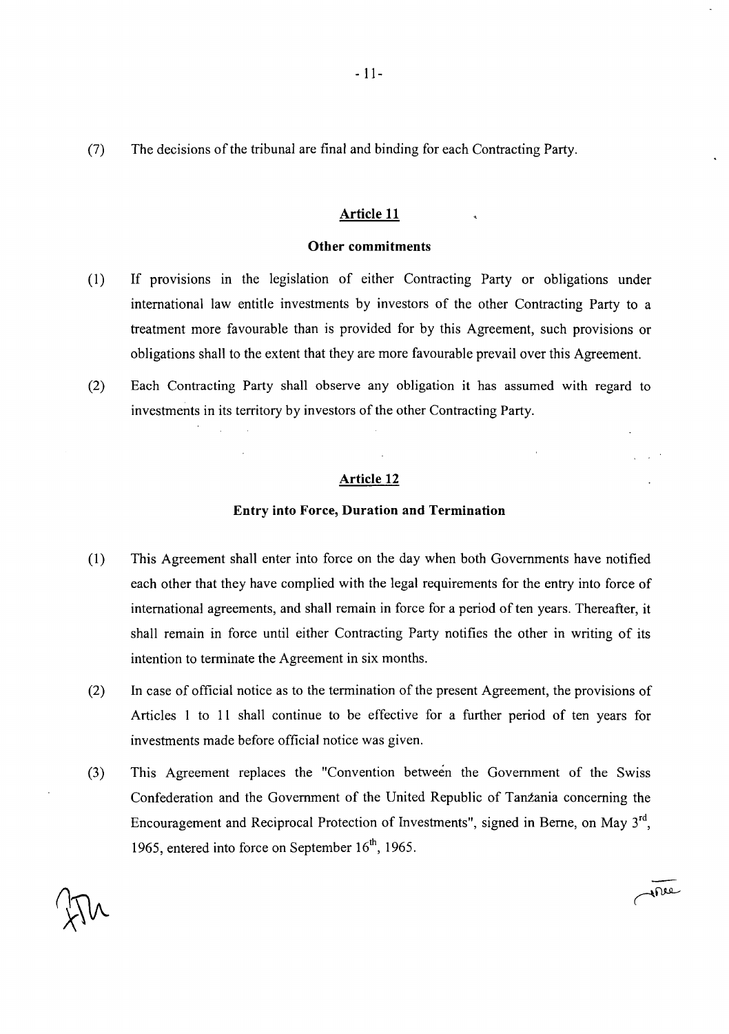(7) The decisions of the tribunal are final and binding for each Contracting Party.

## Article 11

### Other commitments

(1) If provisions in the legislation of either Contracting Party or obligations under international law entitle investments by investors of the other Contracting Party to a treatment more favourable than is provided for by this Agreement, such provisions or obligations shall to the extent that they are more favourable prevail over this Agreement.

(2) Each Contracting Party shall observe any obligation it has assumed with regard to investments in its territory by investors of the other Contracting Party.

## Article 12

### Entry into Force, Duration and Termination

(1) This Agreement shall enter into force on the day when both Governments have notified each other that they have complied with the legal requirements for the entry into force of international agreements, and shall remain in force for a period of ten years. Thereafter, it shall remain in force until either Contracting Party notifies the other in writing of its intention to terminate the Agreement in six months.

(2) In case of official notice as to the termination of the present Agreement, the provisions of Articles 1 to 11 shall continue to be effective for a further period of ten years for investments made before official notice was given.

(3) This Agreement replaces the "Convention between the Government of the Swiss Confederation and the Government of the United Republic of Tanzania concerning the Encouragement and Reciprocal Protection of Investments", signed in Berne, on May 3rd, 1965, entered into force on September 16th, 1965.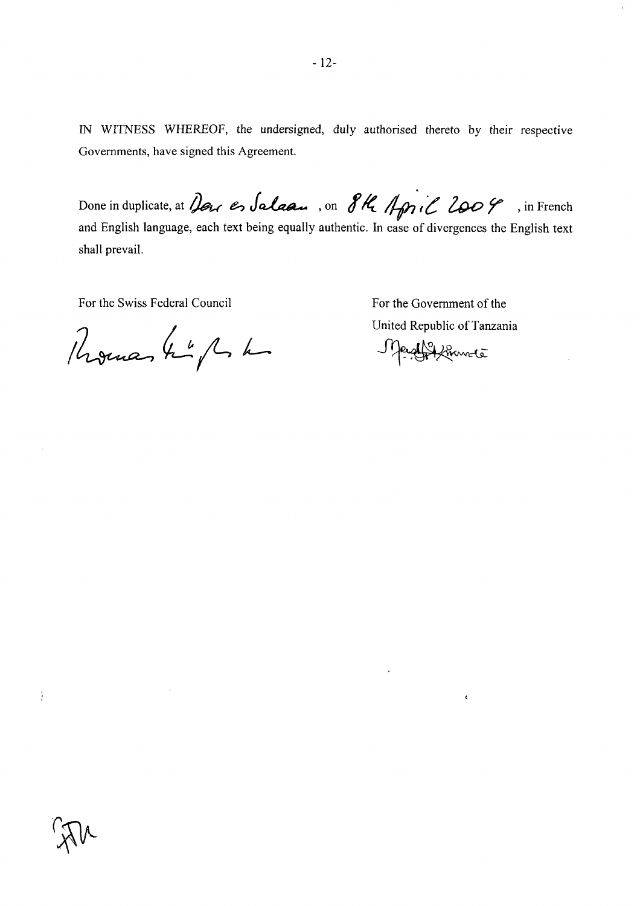IN WITNESS WHEREOF, the undersigned, duly authorised thereto by their respective Governments, have signed this Agreement.

Done in duplicate, at Dar es Salaam, on 8th April 2009, in French and English language, each text being equally authentic. In case of divergences the English text shall prevail.

| | |
|---|---|
| For the Swiss Federal Council | For the Government of the United Republic of Tanzania |